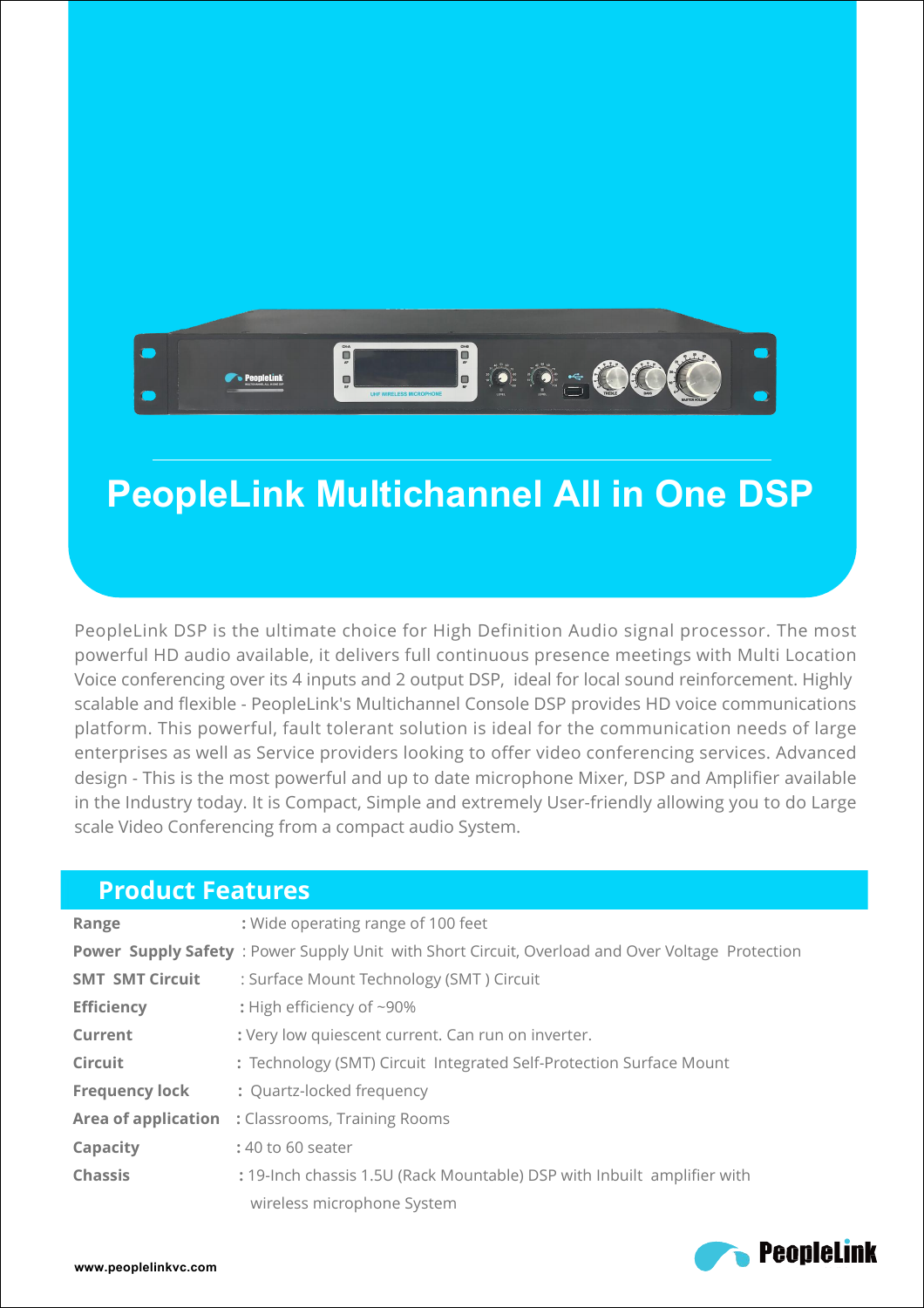# PeopleLink Multichannel All in One DSP

PeopleLink DSP is the ultimate choice for High Definition Audio signal processor. The most powerful HD audio available, it delivers full continuous presence meetings with Multi Location Voice conferencing over its 4 inputs and 2 output DSP, ideal for local sound reinforcement. Highly scalable and flexible - PeopleLink's Multichannel Console DSP provides HD voice communications platform. This powerful, fault tolerant solution is ideal for the communication needs of large enterprises as well as Service providers looking to offer video conferencing services. Advanced design - This is the most powerful and up to date microphone Mixer, DSP and Amplifier available in the Industry today. It is Compact, Simple and extremely User-friendly allowing you to do Large scale Video Conferencing from a compact audio System.

## Product Features

| | |
|---|---|
| **Range** | : Wide operating range of 100 feet |
| **Power Supply Safety** | : Power Supply Unit with Short Circuit, Overload and Over Voltage Protection |
| **SMT SMT Circuit** | : Surface Mount Technology (SMT ) Circuit |
| **Efficiency** | : High efficiency of ~90% |
| **Current** | : Very low quiescent current. Can run on inverter. |
| **Circuit** | : Technology (SMT) Circuit Integrated Self-Protection Surface Mount |
| **Frequency lock** | : Quartz-locked frequency |
| **Area of application** | : Classrooms, Training Rooms |
| **Capacity** | : 40 to 60 seater |
| **Chassis** | : 19-Inch chassis 1.5U (Rack Mountable) DSP with Inbuilt amplifier with wireless microphone System |

www.peoplelinkvc.com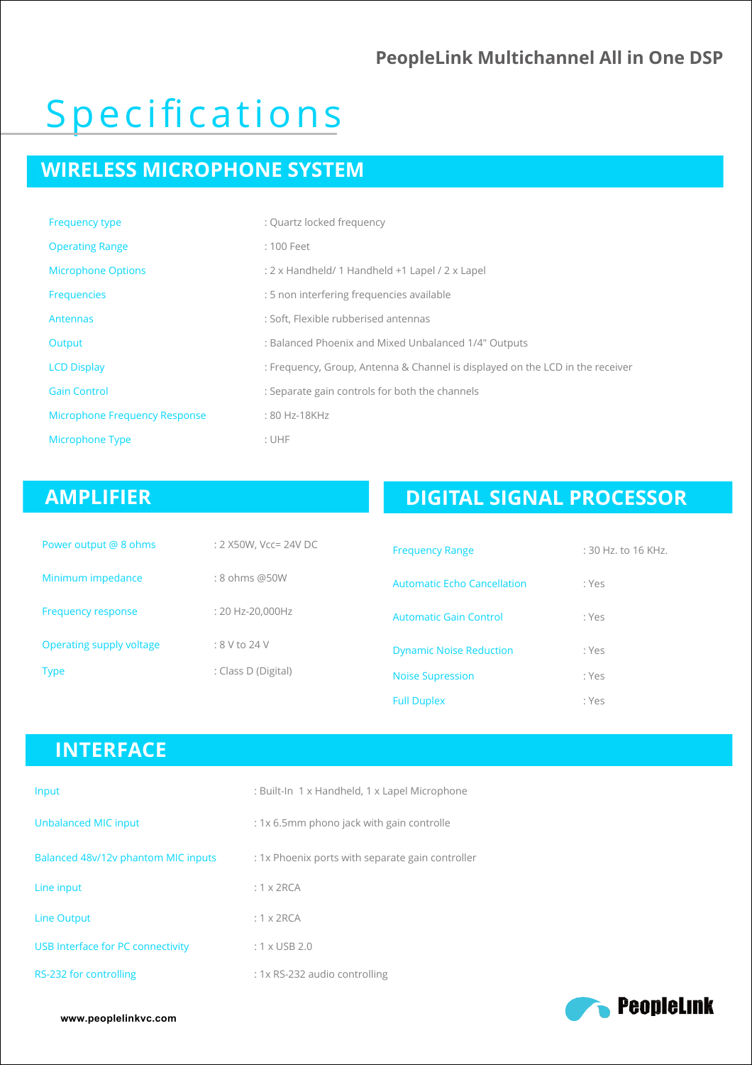# Specifications

## WIRELESS MICROPHONE SYSTEM

| | |
|---|---|
| Frequency type | : Quartz locked frequency |
| Operating Range | : 100 Feet |
| Microphone Options | : 2 x Handheld/ 1 Handheld +1 Lapel / 2 x Lapel |
| Frequencies | : 5 non interfering frequencies available |
| Antennas | : Soft, Flexible rubberised antennas |
| Output | : Balanced Phoenix and Mixed Unbalanced 1/4" Outputs |
| LCD Display | : Frequency, Group, Antenna & Channel is displayed on the LCD in the receiver |
| Gain Control | : Separate gain controls for both the channels |
| Microphone Frequency Response | : 80 Hz-18KHz |
| Microphone Type | : UHF |

## AMPLIFIER

| | |
|---|---|
| Power output @ 8 ohms | : 2 X50W, Vcc= 24V DC |
| Minimum impedance | : 8 ohms @50W |
| Frequency response | : 20 Hz-20,000Hz |
| Operating supply voltage | : 8 V to 24 V |
| Type | : Class D (Digital) |

## DIGITAL SIGNAL PROCESSOR

| | |
|---|---|
| Frequency Range | : 30 Hz. to 16 KHz. |
| Automatic Echo Cancellation | : Yes |
| Automatic Gain Control | : Yes |
| Dynamic Noise Reduction | : Yes |
| Noise Supression | : Yes |
| Full Duplex | : Yes |

## INTERFACE

| | |
|---|---|
| Input | : Built-In 1 x Handheld, 1 x Lapel Microphone |
| Unbalanced MIC input | : 1x 6.5mm phono jack with gain controlle |
| Balanced 48v/12v phantom MIC inputs | : 1x Phoenix ports with separate gain controller |
| Line input | : 1 x 2RCA |
| Line Output | : 1 x 2RCA |
| USB Interface for PC connectivity | : 1 x USB 2.0 |
| RS-232 for controlling | : 1x RS-232 audio controlling |

www.peoplelinkvc.com

PeopleLink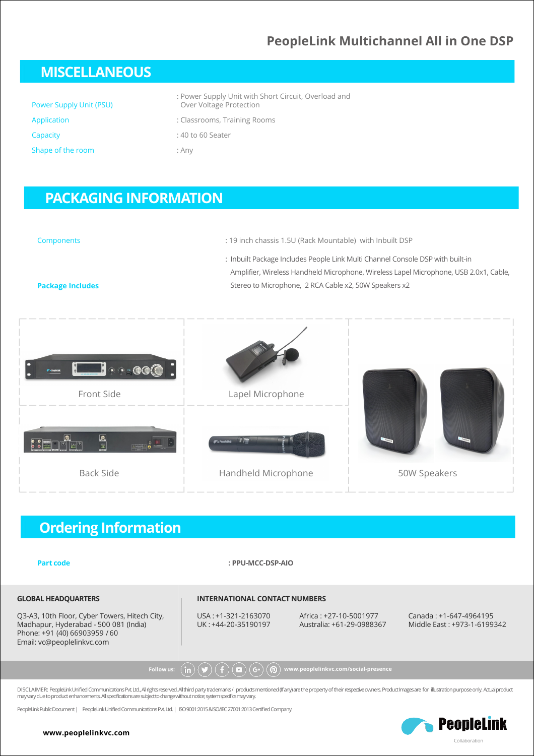PeopleLink Multichannel All in One DSP

## MISCELLANEOUS

| | |
|---|---|
| Power Supply Unit (PSU) | : Power Supply Unit with Short Circuit, Overload and Over Voltage Protection |
| Application | : Classrooms, Training Rooms |
| Capacity | : 40 to 60 Seater |
| Shape of the room | : Any |

## PACKAGING INFORMATION

| | |
|---|---|
| Components | : 19 inch chassis 1.5U (Rack Mountable) with Inbuilt DSP |
| **Package Includes** | : Inbuilt Package Includes People Link Multi Channel Console DSP with built-in Amplifier, Wireless Handheld Microphone, Wireless Lapel Microphone, USB 2.0x1, Cable, Stereo to Microphone, 2 RCA Cable x2, 50W Speakers x2 |

Front Side

Lapel Microphone

50W Speakers

Back Side

Handheld Microphone

## Ordering Information

**Part code** **: PPU-MCC-DSP-AIO**

**GLOBAL HEADQUARTERS**

Q3-A3, 10th Floor, Cyber Towers, Hitech City,
Madhapur, Hyderabad - 500 081 (India)
Phone: +91 (40) 66903959 / 60
Email: vc@peoplelinkvc.com

**INTERNATIONAL CONTACT NUMBERS**

USA : +1-321-2163070
UK : +44-20-35190197
Africa : +27-10-5001977
Australia: +61-29-0988367
Canada : +1-647-4964195
Middle East : +973-1-6199342

Follow us: www.peoplelinkvc.com/social-presence

DISCLAIMER: PeopleLink Unified Communications Pvt. Ltd., All rights reserved. All third party trademarks / products mentioned (If any) are the property of their respective owners. Product Images are for illustration purpose only. Actual product may vary due to product enhancements. All specifications are subject to change without notice; system specifics may vary.

PeopleLink Public Document | PeopleLink Unified Communications Pvt. Ltd. | ISO 9001:2015 & ISO/IEC 27001:2013 Certified Company.

**www.peoplelinkvc.com**

PeopleLink Collaboration